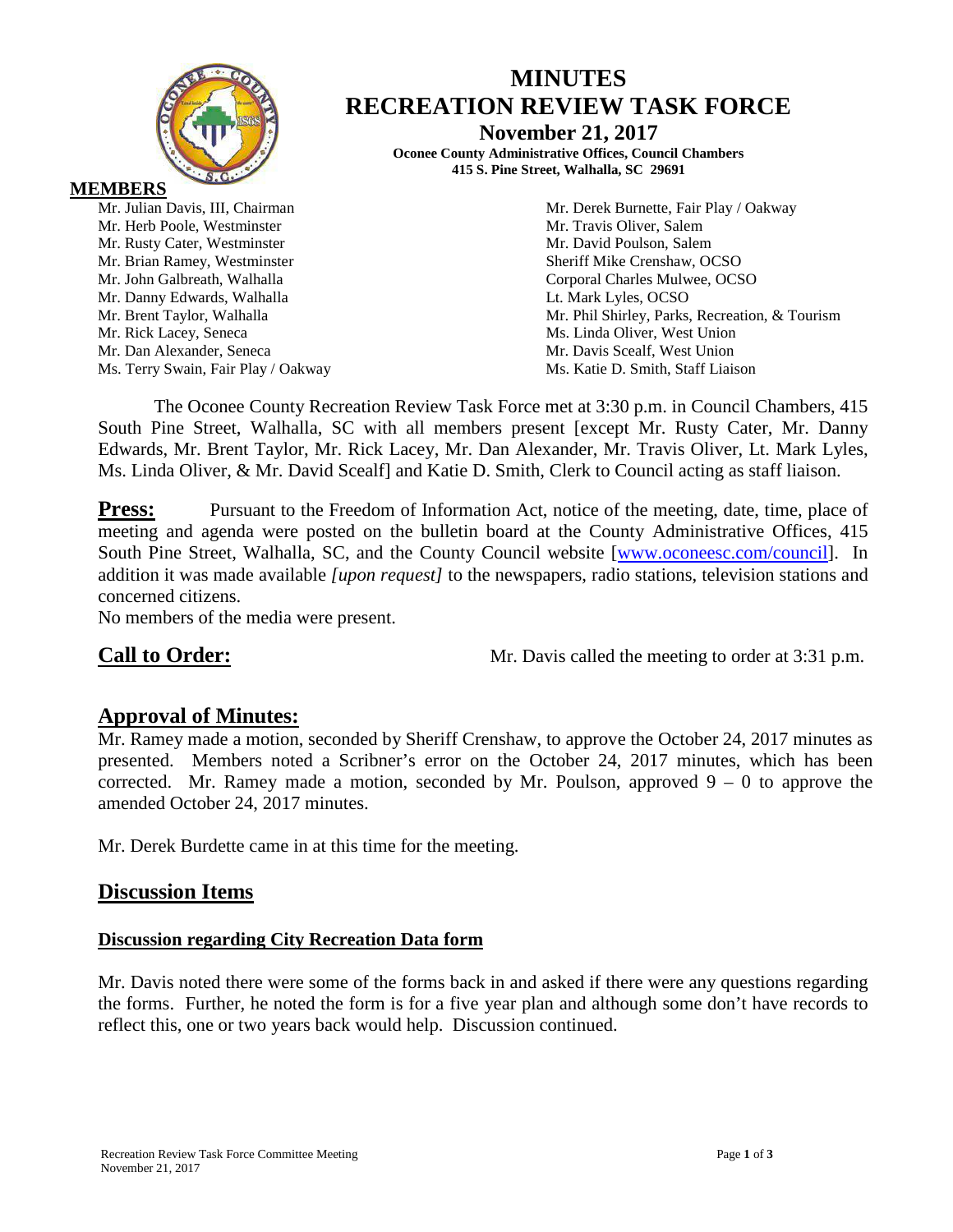# MINUTES
# RECREATION REVIEW TASK FORCE
## November 21, 2017

**Oconee County Administrative Offices, Council Chambers**
**415 S. Pine Street, Walhalla, SC 29691**

**MEMBERS**

Mr. Julian Davis, III, Chairman
Mr. Herb Poole, Westminster
Mr. Rusty Cater, Westminster
Mr. Brian Ramey, Westminster
Mr. John Galbreath, Walhalla
Mr. Danny Edwards, Walhalla
Mr. Brent Taylor, Walhalla
Mr. Rick Lacey, Seneca
Mr. Dan Alexander, Seneca
Ms. Terry Swain, Fair Play / Oakway
Mr. Derek Burnette, Fair Play / Oakway
Mr. Travis Oliver, Salem
Mr. David Poulson, Salem
Sheriff Mike Crenshaw, OCSO
Corporal Charles Mulwee, OCSO
Lt. Mark Lyles, OCSO
Mr. Phil Shirley, Parks, Recreation, & Tourism
Ms. Linda Oliver, West Union
Mr. Davis Scealf, West Union
Ms. Katie D. Smith, Staff Liaison

The Oconee County Recreation Review Task Force met at 3:30 p.m. in Council Chambers, 415 South Pine Street, Walhalla, SC with all members present [except Mr. Rusty Cater, Mr. Danny Edwards, Mr. Brent Taylor, Mr. Rick Lacey, Mr. Dan Alexander, Mr. Travis Oliver, Lt. Mark Lyles, Ms. Linda Oliver, & Mr. David Scealf] and Katie D. Smith, Clerk to Council acting as staff liaison.

**Press:** Pursuant to the Freedom of Information Act, notice of the meeting, date, time, place of meeting and agenda were posted on the bulletin board at the County Administrative Offices, 415 South Pine Street, Walhalla, SC, and the County Council website [www.oconeesc.com/council]. In addition it was made available *[upon request]* to the newspapers, radio stations, television stations and concerned citizens.
No members of the media were present.

**Call to Order:** Mr. Davis called the meeting to order at 3:31 p.m.

## Approval of Minutes:

Mr. Ramey made a motion, seconded by Sheriff Crenshaw, to approve the October 24, 2017 minutes as presented. Members noted a Scribner's error on the October 24, 2017 minutes, which has been corrected. Mr. Ramey made a motion, seconded by Mr. Poulson, approved 9 – 0 to approve the amended October 24, 2017 minutes.

Mr. Derek Burdette came in at this time for the meeting.

## Discussion Items

### Discussion regarding City Recreation Data form

Mr. Davis noted there were some of the forms back in and asked if there were any questions regarding the forms. Further, he noted the form is for a five year plan and although some don't have records to reflect this, one or two years back would help. Discussion continued.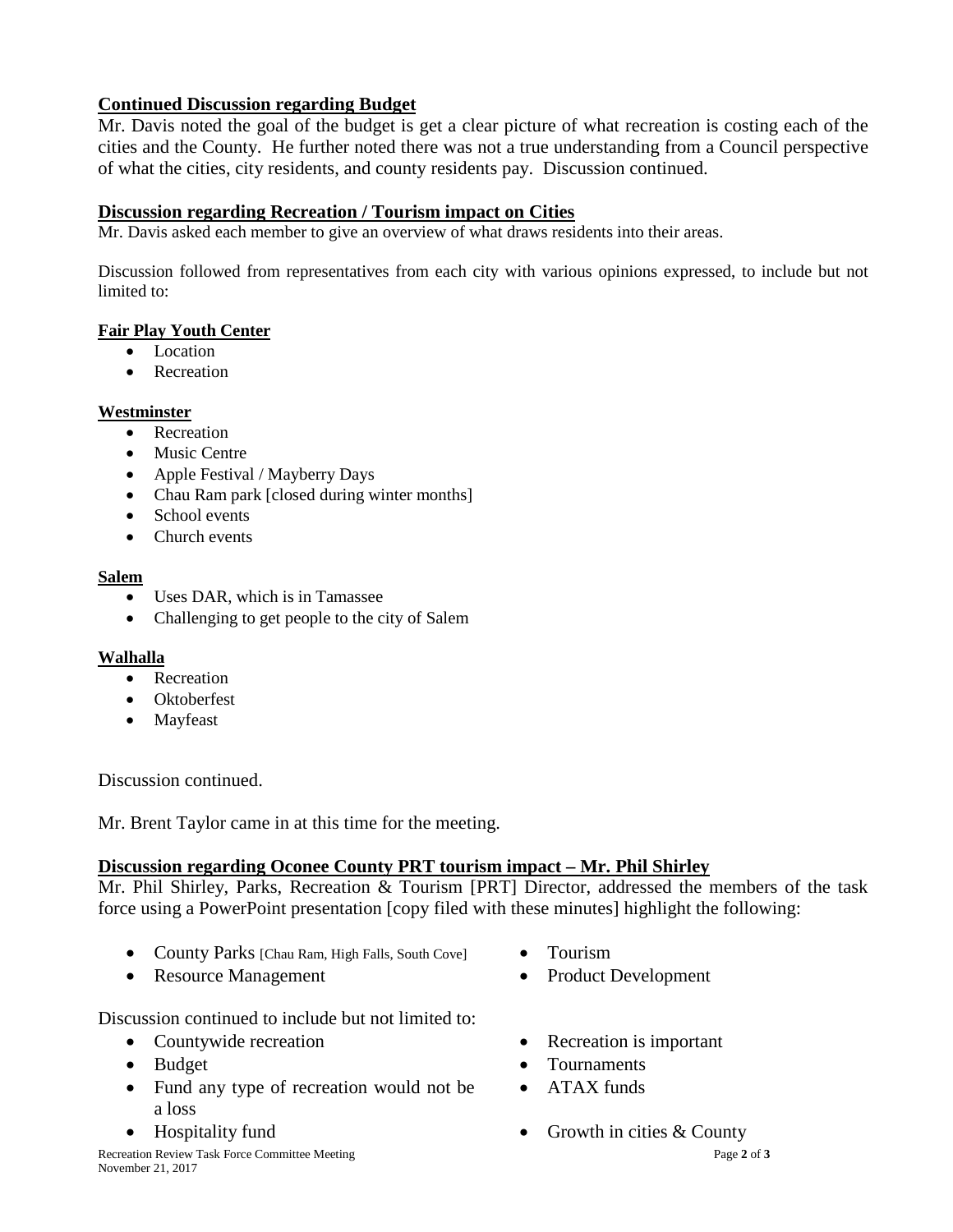**Continued Discussion regarding Budget**

Mr. Davis noted the goal of the budget is get a clear picture of what recreation is costing each of the cities and the County. He further noted there was not a true understanding from a Council perspective of what the cities, city residents, and county residents pay. Discussion continued.

**Discussion regarding Recreation / Tourism impact on Cities**

Mr. Davis asked each member to give an overview of what draws residents into their areas.

Discussion followed from representatives from each city with various opinions expressed, to include but not limited to:

**Fair Play Youth Center**

- Location
- Recreation

**Westminster**

- Recreation
- Music Centre
- Apple Festival / Mayberry Days
- Chau Ram park [closed during winter months]
- School events
- Church events

**Salem**

- Uses DAR, which is in Tamassee
- Challenging to get people to the city of Salem

**Walhalla**

- Recreation
- Oktoberfest
- Mayfeast

Discussion continued.

Mr. Brent Taylor came in at this time for the meeting.

**Discussion regarding Oconee County PRT tourism impact – Mr. Phil Shirley**

Mr. Phil Shirley, Parks, Recreation & Tourism [PRT] Director, addressed the members of the task force using a PowerPoint presentation [copy filed with these minutes] highlight the following:

- County Parks [Chau Ram, High Falls, South Cove]
- Resource Management
- Tourism
- Product Development

Discussion continued to include but not limited to:

- Countywide recreation
- Budget
- Fund any type of recreation would not be a loss
- Hospitality fund
- Recreation is important
- Tournaments
- ATAX funds
- Growth in cities & County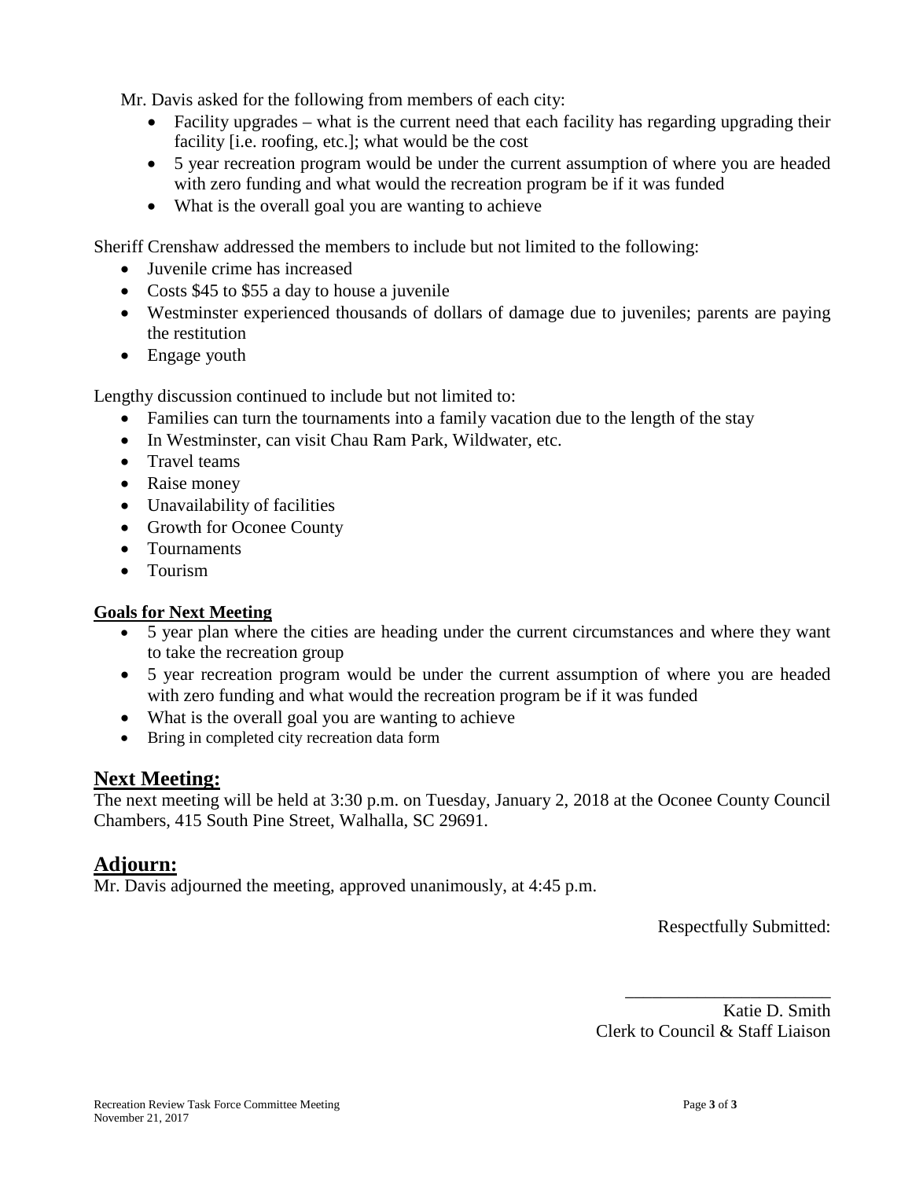Mr. Davis asked for the following from members of each city:

- Facility upgrades – what is the current need that each facility has regarding upgrading their facility [i.e. roofing, etc.]; what would be the cost
- 5 year recreation program would be under the current assumption of where you are headed with zero funding and what would the recreation program be if it was funded
- What is the overall goal you are wanting to achieve

Sheriff Crenshaw addressed the members to include but not limited to the following:

- Juvenile crime has increased
- Costs $45 to $55 a day to house a juvenile
- Westminster experienced thousands of dollars of damage due to juveniles; parents are paying the restitution
- Engage youth

Lengthy discussion continued to include but not limited to:

- Families can turn the tournaments into a family vacation due to the length of the stay
- In Westminster, can visit Chau Ram Park, Wildwater, etc.
- Travel teams
- Raise money
- Unavailability of facilities
- Growth for Oconee County
- Tournaments
- Tourism

**Goals for Next Meeting**

- 5 year plan where the cities are heading under the current circumstances and where they want to take the recreation group
- 5 year recreation program would be under the current assumption of where you are headed with zero funding and what would the recreation program be if it was funded
- What is the overall goal you are wanting to achieve
- Bring in completed city recreation data form

## Next Meeting:

The next meeting will be held at 3:30 p.m. on Tuesday, January 2, 2018 at the Oconee County Council Chambers, 415 South Pine Street, Walhalla, SC 29691.

## Adjourn:

Mr. Davis adjourned the meeting, approved unanimously, at 4:45 p.m.

Respectfully Submitted:

\_\_\_\_\_\_\_\_\_\_\_\_\_\_\_\_\_\_\_\_\_\_\_\_

Katie D. Smith
Clerk to Council & Staff Liaison